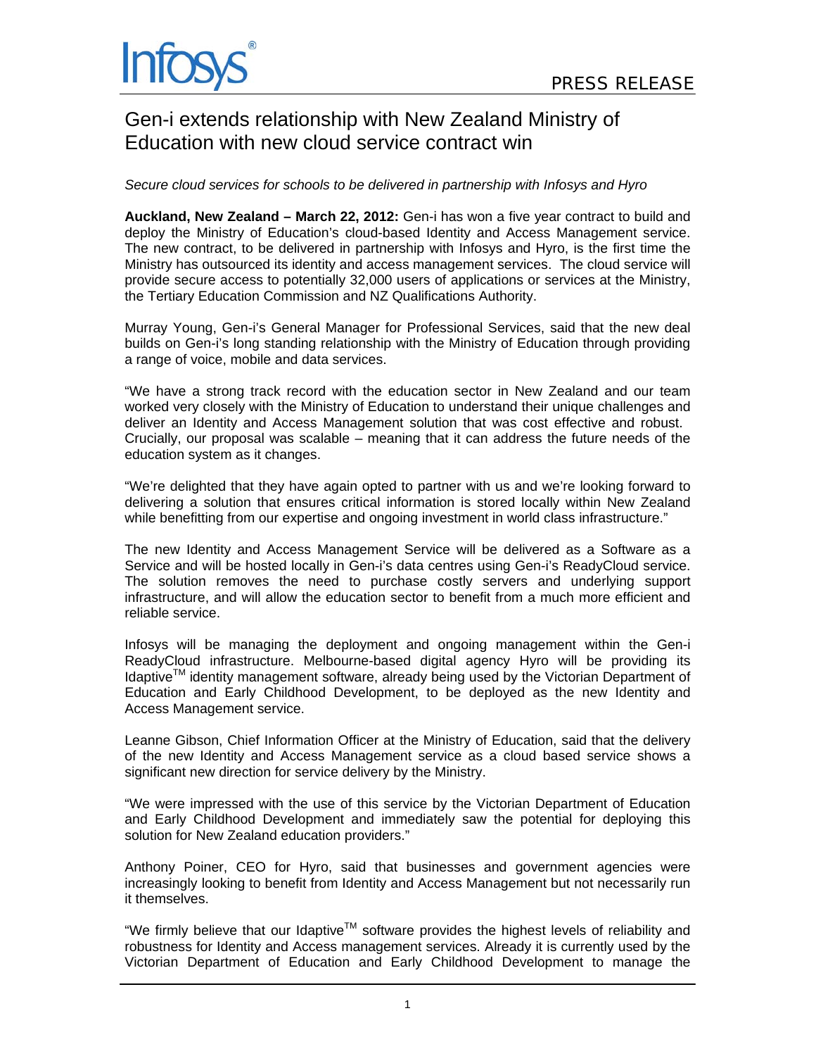PRESS RELEASE

# Gen-i extends relationship with New Zealand Ministry of Education with new cloud service contract win

*Secure cloud services for schools to be delivered in partnership with Infosys and Hyro*

**Auckland, New Zealand – March 22, 2012:** Gen-i has won a five year contract to build and deploy the Ministry of Education's cloud-based Identity and Access Management service. The new contract, to be delivered in partnership with Infosys and Hyro, is the first time the Ministry has outsourced its identity and access management services. The cloud service will provide secure access to potentially 32,000 users of applications or services at the Ministry, the Tertiary Education Commission and NZ Qualifications Authority.

Murray Young, Gen-i's General Manager for Professional Services, said that the new deal builds on Gen-i's long standing relationship with the Ministry of Education through providing a range of voice, mobile and data services.

"We have a strong track record with the education sector in New Zealand and our team worked very closely with the Ministry of Education to understand their unique challenges and deliver an Identity and Access Management solution that was cost effective and robust. Crucially, our proposal was scalable – meaning that it can address the future needs of the education system as it changes.

"We're delighted that they have again opted to partner with us and we're looking forward to delivering a solution that ensures critical information is stored locally within New Zealand while benefitting from our expertise and ongoing investment in world class infrastructure."

The new Identity and Access Management Service will be delivered as a Software as a Service and will be hosted locally in Gen-i's data centres using Gen-i's ReadyCloud service. The solution removes the need to purchase costly servers and underlying support infrastructure, and will allow the education sector to benefit from a much more efficient and reliable service.

Infosys will be managing the deployment and ongoing management within the Gen-i ReadyCloud infrastructure. Melbourne-based digital agency Hyro will be providing its Idaptive™ identity management software, already being used by the Victorian Department of Education and Early Childhood Development, to be deployed as the new Identity and Access Management service.

Leanne Gibson, Chief Information Officer at the Ministry of Education, said that the delivery of the new Identity and Access Management service as a cloud based service shows a significant new direction for service delivery by the Ministry.

"We were impressed with the use of this service by the Victorian Department of Education and Early Childhood Development and immediately saw the potential for deploying this solution for New Zealand education providers."

Anthony Poiner, CEO for Hyro, said that businesses and government agencies were increasingly looking to benefit from Identity and Access Management but not necessarily run it themselves.

"We firmly believe that our Idaptive™ software provides the highest levels of reliability and robustness for Identity and Access management services. Already it is currently used by the Victorian Department of Education and Early Childhood Development to manage the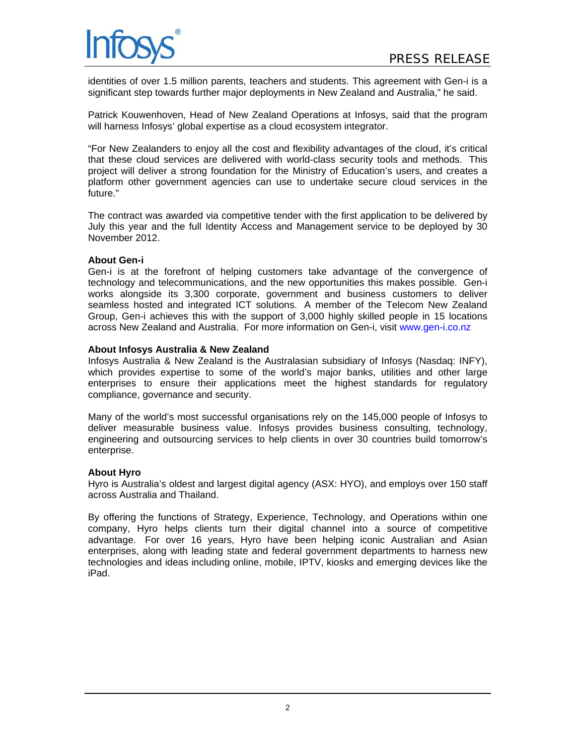identities of over 1.5 million parents, teachers and students. This agreement with Gen-i is a significant step towards further major deployments in New Zealand and Australia," he said.

Patrick Kouwenhoven, Head of New Zealand Operations at Infosys, said that the program will harness Infosys' global expertise as a cloud ecosystem integrator.

"For New Zealanders to enjoy all the cost and flexibility advantages of the cloud, it's critical that these cloud services are delivered with world-class security tools and methods. This project will deliver a strong foundation for the Ministry of Education's users, and creates a platform other government agencies can use to undertake secure cloud services in the future."

The contract was awarded via competitive tender with the first application to be delivered by July this year and the full Identity Access and Management service to be deployed by 30 November 2012.

**About Gen-i**

Gen-i is at the forefront of helping customers take advantage of the convergence of technology and telecommunications, and the new opportunities this makes possible. Gen-i works alongside its 3,300 corporate, government and business customers to deliver seamless hosted and integrated ICT solutions. A member of the Telecom New Zealand Group, Gen-i achieves this with the support of 3,000 highly skilled people in 15 locations across New Zealand and Australia. For more information on Gen-i, visit www.gen-i.co.nz

**About Infosys Australia & New Zealand**

Infosys Australia & New Zealand is the Australasian subsidiary of Infosys (Nasdaq: INFY), which provides expertise to some of the world's major banks, utilities and other large enterprises to ensure their applications meet the highest standards for regulatory compliance, governance and security.

Many of the world's most successful organisations rely on the 145,000 people of Infosys to deliver measurable business value. Infosys provides business consulting, technology, engineering and outsourcing services to help clients in over 30 countries build tomorrow's enterprise.

**About Hyro**

Hyro is Australia's oldest and largest digital agency (ASX: HYO), and employs over 150 staff across Australia and Thailand.

By offering the functions of Strategy, Experience, Technology, and Operations within one company, Hyro helps clients turn their digital channel into a source of competitive advantage. For over 16 years, Hyro have been helping iconic Australian and Asian enterprises, along with leading state and federal government departments to harness new technologies and ideas including online, mobile, IPTV, kiosks and emerging devices like the iPad.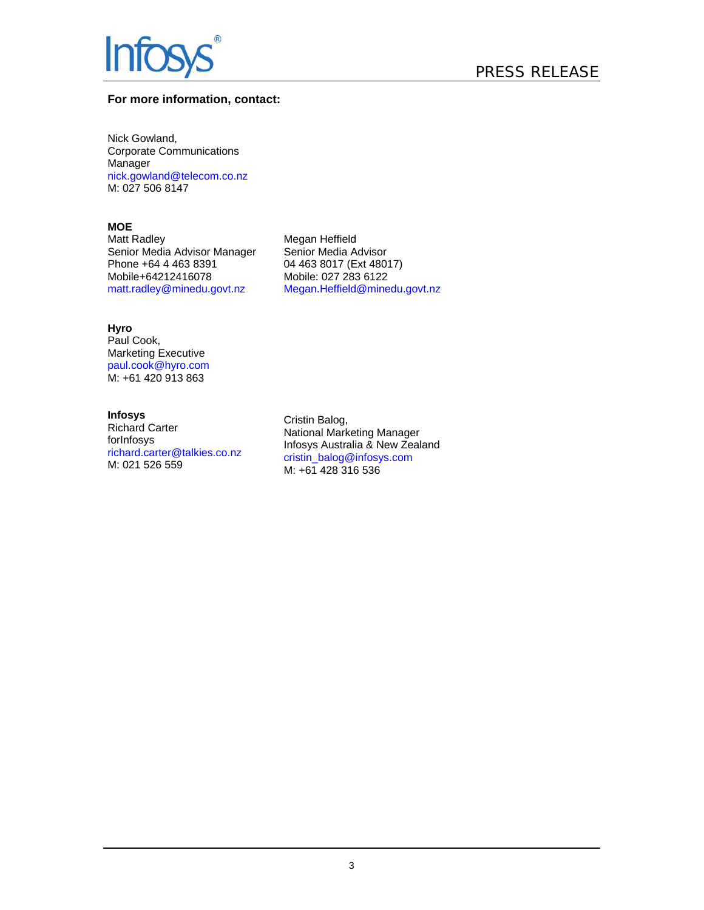**For more information, contact:**

Nick Gowland,
Corporate Communications
Manager
nick.gowland@telecom.co.nz
M: 027 506 8147

**MOE**

Matt Radley
Senior Media Advisor Manager
Phone +64 4 463 8391
Mobile+64212416078
matt.radley@minedu.govt.nz

Megan Heffield
Senior Media Advisor
04 463 8017 (Ext 48017)
Mobile: 027 283 6122
Megan.Heffield@minedu.govt.nz

**Hyro**

Paul Cook,
Marketing Executive
paul.cook@hyro.com
M: +61 420 913 863

**Infosys**

Richard Carter
forInfosys
richard.carter@talkies.co.nz
M: 021 526 559

Cristin Balog,
National Marketing Manager
Infosys Australia & New Zealand
cristin_balog@infosys.com
M: +61 428 316 536